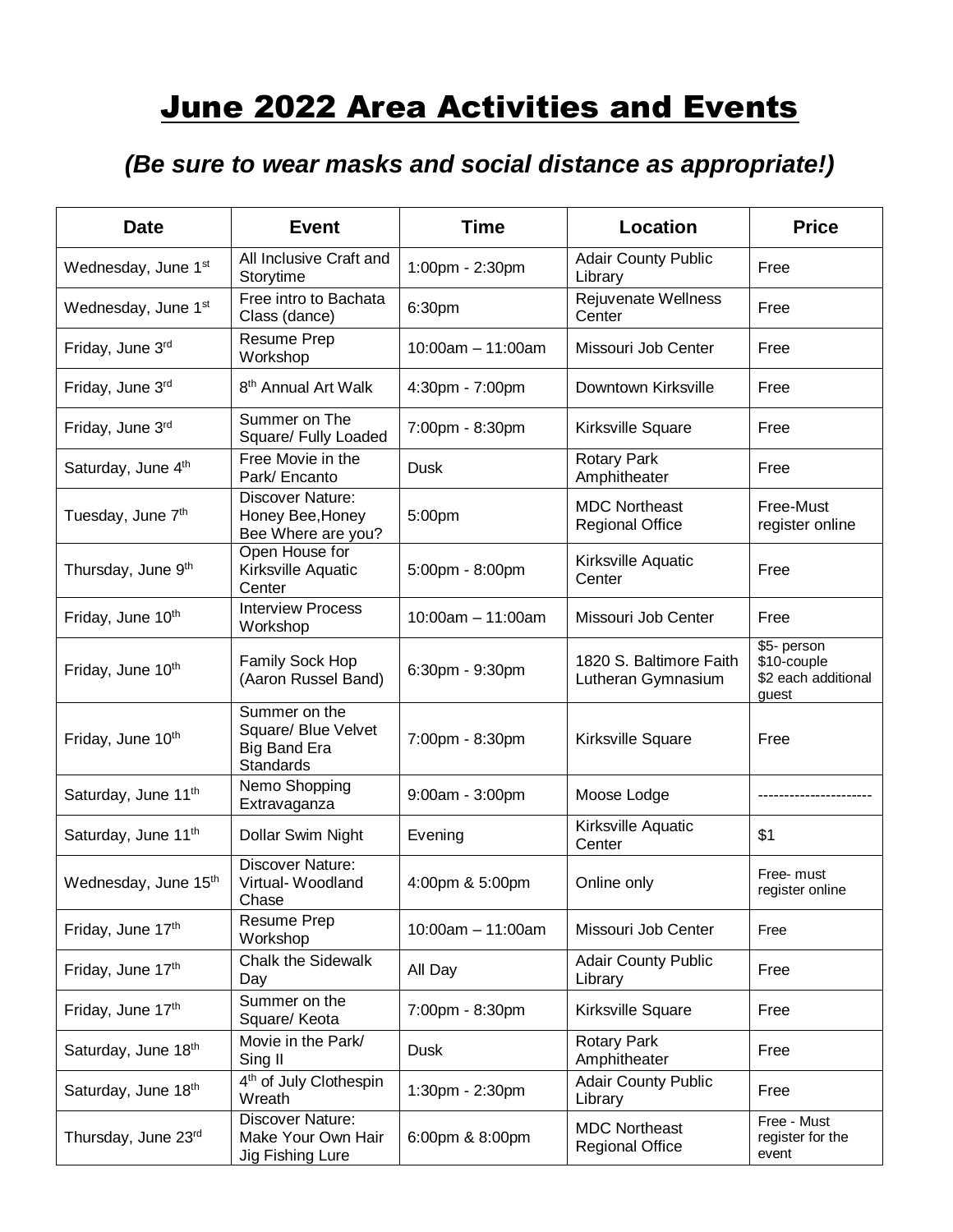# June 2022 Area Activities and Events

## *(Be sure to wear masks and social distance as appropriate!)*

| Date | Event | Time | Location | Price |
|---|---|---|---|---|
| Wednesday, June 1st | All Inclusive Craft and Storytime | 1:00pm - 2:30pm | Adair County Public Library | Free |
| Wednesday, June 1st | Free intro to Bachata Class (dance) | 6:30pm | Rejuvenate Wellness Center | Free |
| Friday, June 3rd | Resume Prep Workshop | 10:00am – 11:00am | Missouri Job Center | Free |
| Friday, June 3rd | 8th Annual Art Walk | 4:30pm - 7:00pm | Downtown Kirksville | Free |
| Friday, June 3rd | Summer on The Square/ Fully Loaded | 7:00pm - 8:30pm | Kirksville Square | Free |
| Saturday, June 4th | Free Movie in the Park/ Encanto | Dusk | Rotary Park Amphitheater | Free |
| Tuesday, June 7th | Discover Nature: Honey Bee,Honey Bee Where are you? | 5:00pm | MDC Northeast Regional Office | Free-Must register online |
| Thursday, June 9th | Open House for Kirksville Aquatic Center | 5:00pm - 8:00pm | Kirksville Aquatic Center | Free |
| Friday, June 10th | Interview Process Workshop | 10:00am – 11:00am | Missouri Job Center | Free |
| Friday, June 10th | Family Sock Hop (Aaron Russel Band) | 6:30pm - 9:30pm | 1820 S. Baltimore Faith Lutheran Gymnasium | $5- person $10-couple $2 each additional guest |
| Friday, June 10th | Summer on the Square/ Blue Velvet Big Band Era Standards | 7:00pm - 8:30pm | Kirksville Square | Free |
| Saturday, June 11th | Nemo Shopping Extravaganza | 9:00am - 3:00pm | Moose Lodge | --------------------- |
| Saturday, June 11th | Dollar Swim Night | Evening | Kirksville Aquatic Center | $1 |
| Wednesday, June 15th | Discover Nature: Virtual- Woodland Chase | 4:00pm & 5:00pm | Online only | Free- must register online |
| Friday, June 17th | Resume Prep Workshop | 10:00am – 11:00am | Missouri Job Center | Free |
| Friday, June 17th | Chalk the Sidewalk Day | All Day | Adair County Public Library | Free |
| Friday, June 17th | Summer on the Square/ Keota | 7:00pm - 8:30pm | Kirksville Square | Free |
| Saturday, June 18th | Movie in the Park/ Sing II | Dusk | Rotary Park Amphitheater | Free |
| Saturday, June 18th | 4th of July Clothespin Wreath | 1:30pm - 2:30pm | Adair County Public Library | Free |
| Thursday, June 23rd | Discover Nature: Make Your Own Hair Jig Fishing Lure | 6:00pm & 8:00pm | MDC Northeast Regional Office | Free - Must register for the event |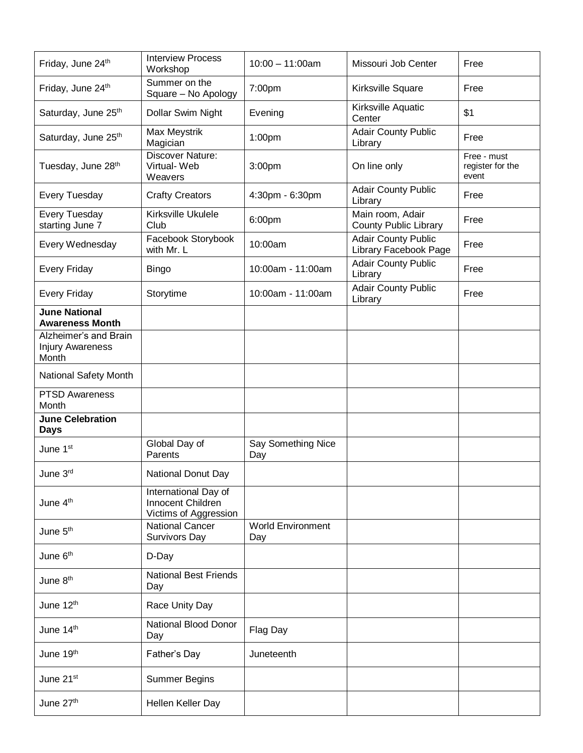| | | | | |
|---|---|---|---|---|
| Friday, June 24th | Interview Process Workshop | 10:00 – 11:00am | Missouri Job Center | Free |
| Friday, June 24th | Summer on the Square – No Apology | 7:00pm | Kirksville Square | Free |
| Saturday, June 25th | Dollar Swim Night | Evening | Kirksville Aquatic Center | $1 |
| Saturday, June 25th | Max Meystrik Magician | 1:00pm | Adair County Public Library | Free |
| Tuesday, June 28th | Discover Nature: Virtual- Web Weavers | 3:00pm | On line only | Free - must register for the event |
| Every Tuesday | Crafty Creators | 4:30pm - 6:30pm | Adair County Public Library | Free |
| Every Tuesday starting June 7 | Kirksville Ukulele Club | 6:00pm | Main room, Adair County Public Library | Free |
| Every Wednesday | Facebook Storybook with Mr. L | 10:00am | Adair County Public Library Facebook Page | Free |
| Every Friday | Bingo | 10:00am - 11:00am | Adair County Public Library | Free |
| Every Friday | Storytime | 10:00am - 11:00am | Adair County Public Library | Free |
| **June National Awareness Month** | | | | |
| Alzheimer's and Brain Injury Awareness Month | | | | |
| National Safety Month | | | | |
| PTSD Awareness Month | | | | |
| **June Celebration Days** | | | | |
| June 1st | Global Day of Parents | Say Something Nice Day | | |
| June 3rd | National Donut Day | | | |
| June 4th | International Day of Innocent Children Victims of Aggression | | | |
| June 5th | National Cancer Survivors Day | World Environment Day | | |
| June 6th | D-Day | | | |
| June 8th | National Best Friends Day | | | |
| June 12th | Race Unity Day | | | |
| June 14th | National Blood Donor Day | Flag Day | | |
| June 19th | Father's Day | Juneteenth | | |
| June 21st | Summer Begins | | | |
| June 27th | Hellen Keller Day | | | |